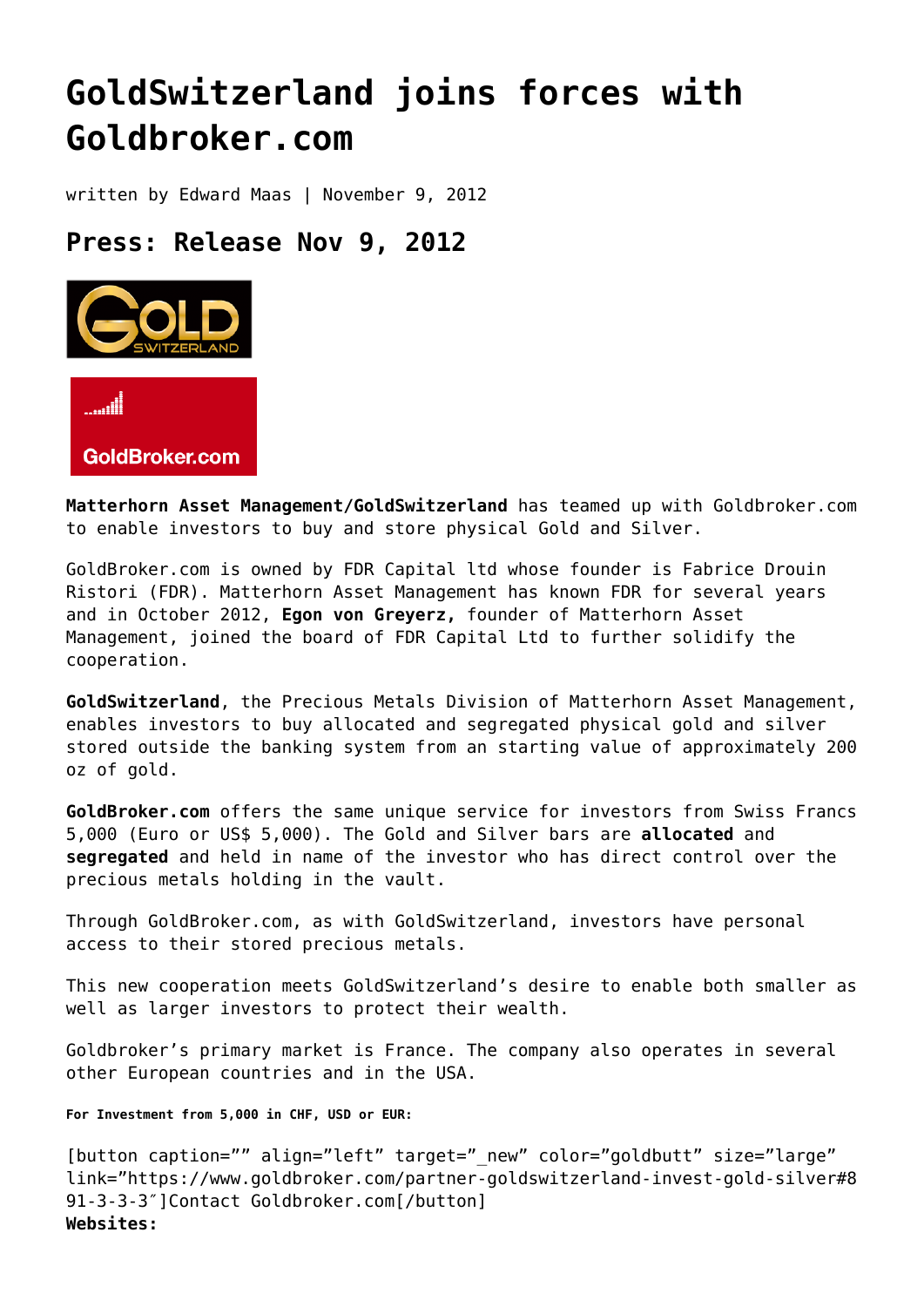# GoldSwitzerland joins forces with Goldbroker.com

written by Edward Maas | November 9, 2012

## Press: Release Nov 9, 2012

**Matterhorn Asset Management/GoldSwitzerland** has teamed up with Goldbroker.com to enable investors to buy and store physical Gold and Silver.

GoldBroker.com is owned by FDR Capital ltd whose founder is Fabrice Drouin Ristori (FDR). Matterhorn Asset Management has known FDR for several years and in October 2012, **Egon von Greyerz,** founder of Matterhorn Asset Management, joined the board of FDR Capital Ltd to further solidify the cooperation.

**GoldSwitzerland**, the Precious Metals Division of Matterhorn Asset Management, enables investors to buy allocated and segregated physical gold and silver stored outside the banking system from an starting value of approximately 200 oz of gold.

**GoldBroker.com** offers the same unique service for investors from Swiss Francs 5,000 (Euro or US$ 5,000). The Gold and Silver bars are **allocated** and **segregated** and held in name of the investor who has direct control over the precious metals holding in the vault.

Through GoldBroker.com, as with GoldSwitzerland, investors have personal access to their stored precious metals.

This new cooperation meets GoldSwitzerland's desire to enable both smaller as well as larger investors to protect their wealth.

Goldbroker's primary market is France. The company also operates in several other European countries and in the USA.

###### For Investment from 5,000 in CHF, USD or EUR:

[button caption="" align="left" target="_new" color="goldbutt" size="large" link="https://www.goldbroker.com/partner-goldswitzerland-invest-gold-silver#891-3-3-3″]Contact Goldbroker.com[/button]
**Websites:**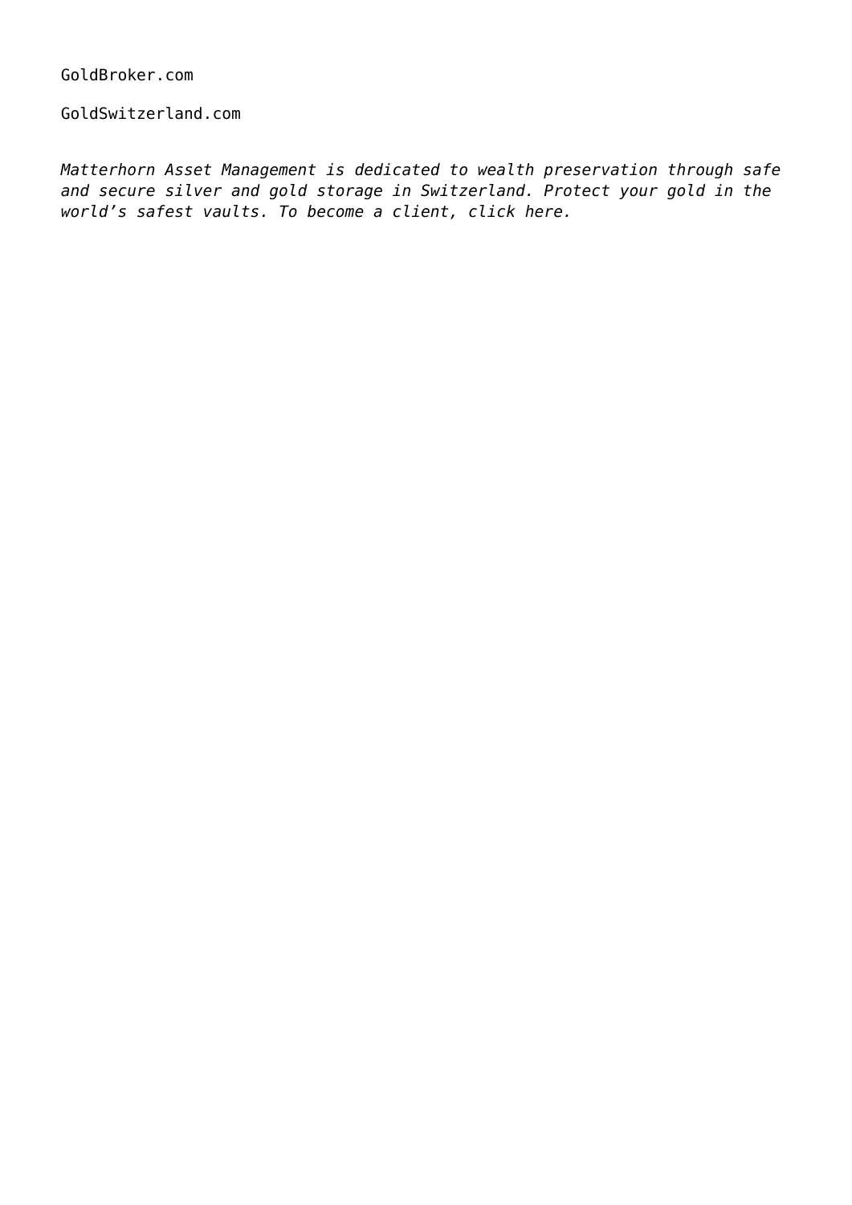GoldBroker.com

GoldSwitzerland.com

*Matterhorn Asset Management is dedicated to wealth preservation through safe and secure silver and gold storage in Switzerland. Protect your gold in the world's safest vaults. To become a client, click here.*